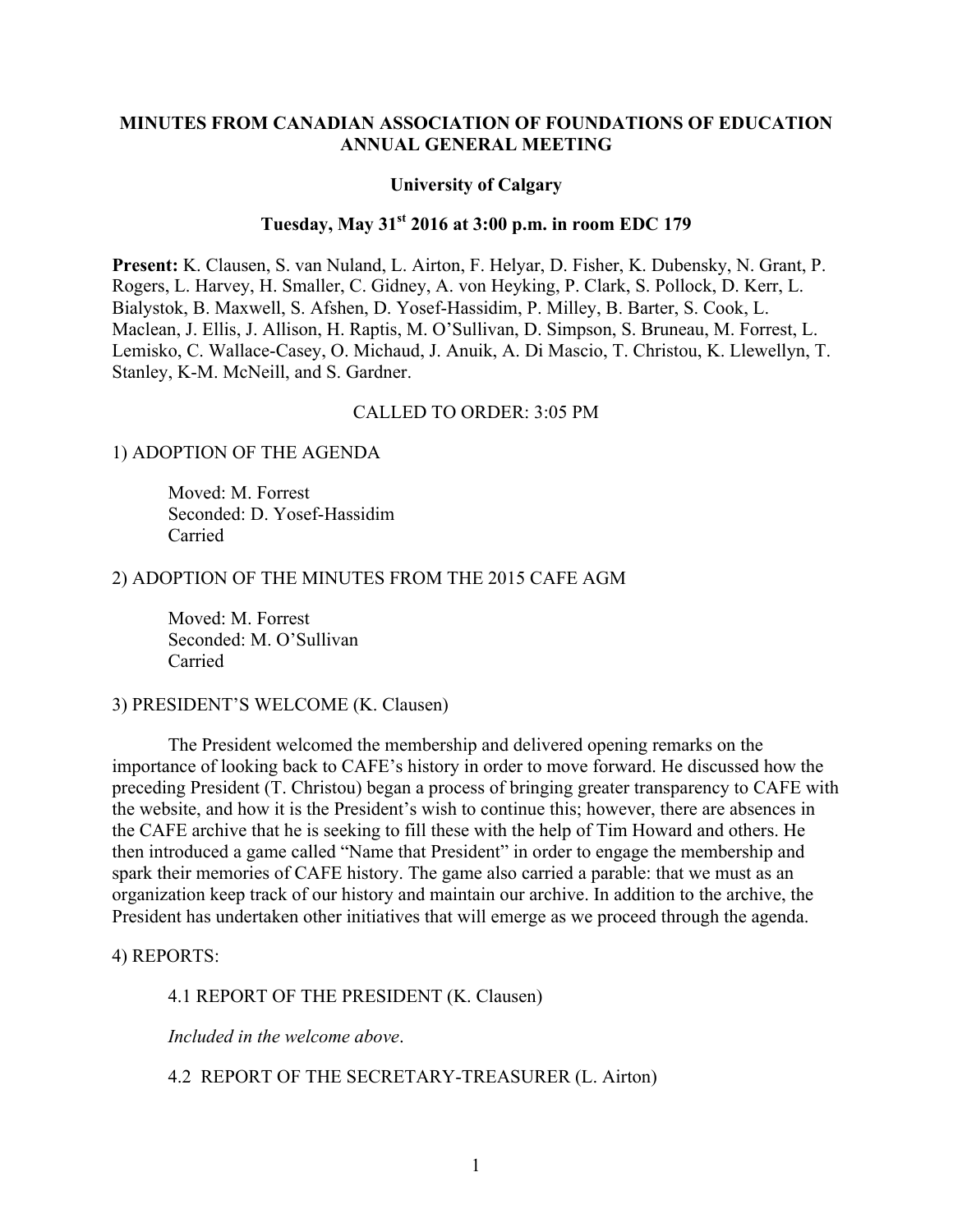# MINUTES FROM CANADIAN ASSOCIATION OF FOUNDATIONS OF EDUCATION ANNUAL GENERAL MEETING

**University of Calgary**

**Tuesday, May 31st 2016 at 3:00 p.m. in room EDC 179**

**Present:** K. Clausen, S. van Nuland, L. Airton, F. Helyar, D. Fisher, K. Dubensky, N. Grant, P. Rogers, L. Harvey, H. Smaller, C. Gidney, A. von Heyking, P. Clark, S. Pollock, D. Kerr, L. Bialystok, B. Maxwell, S. Afshen, D. Yosef-Hassidim, P. Milley, B. Barter, S. Cook, L. Maclean, J. Ellis, J. Allison, H. Raptis, M. O'Sullivan, D. Simpson, S. Bruneau, M. Forrest, L. Lemisko, C. Wallace-Casey, O. Michaud, J. Anuik, A. Di Mascio, T. Christou, K. Llewellyn, T. Stanley, K-M. McNeill, and S. Gardner.

CALLED TO ORDER: 3:05 PM

1) ADOPTION OF THE AGENDA

Moved: M. Forrest
Seconded: D. Yosef-Hassidim
Carried

2) ADOPTION OF THE MINUTES FROM THE 2015 CAFE AGM

Moved: M. Forrest
Seconded: M. O'Sullivan
Carried

3) PRESIDENT'S WELCOME (K. Clausen)

The President welcomed the membership and delivered opening remarks on the importance of looking back to CAFE's history in order to move forward. He discussed how the preceding President (T. Christou) began a process of bringing greater transparency to CAFE with the website, and how it is the President's wish to continue this; however, there are absences in the CAFE archive that he is seeking to fill these with the help of Tim Howard and others. He then introduced a game called "Name that President" in order to engage the membership and spark their memories of CAFE history. The game also carried a parable: that we must as an organization keep track of our history and maintain our archive. In addition to the archive, the President has undertaken other initiatives that will emerge as we proceed through the agenda.

4) REPORTS:

4.1 REPORT OF THE PRESIDENT (K. Clausen)

*Included in the welcome above*.

4.2 REPORT OF THE SECRETARY-TREASURER (L. Airton)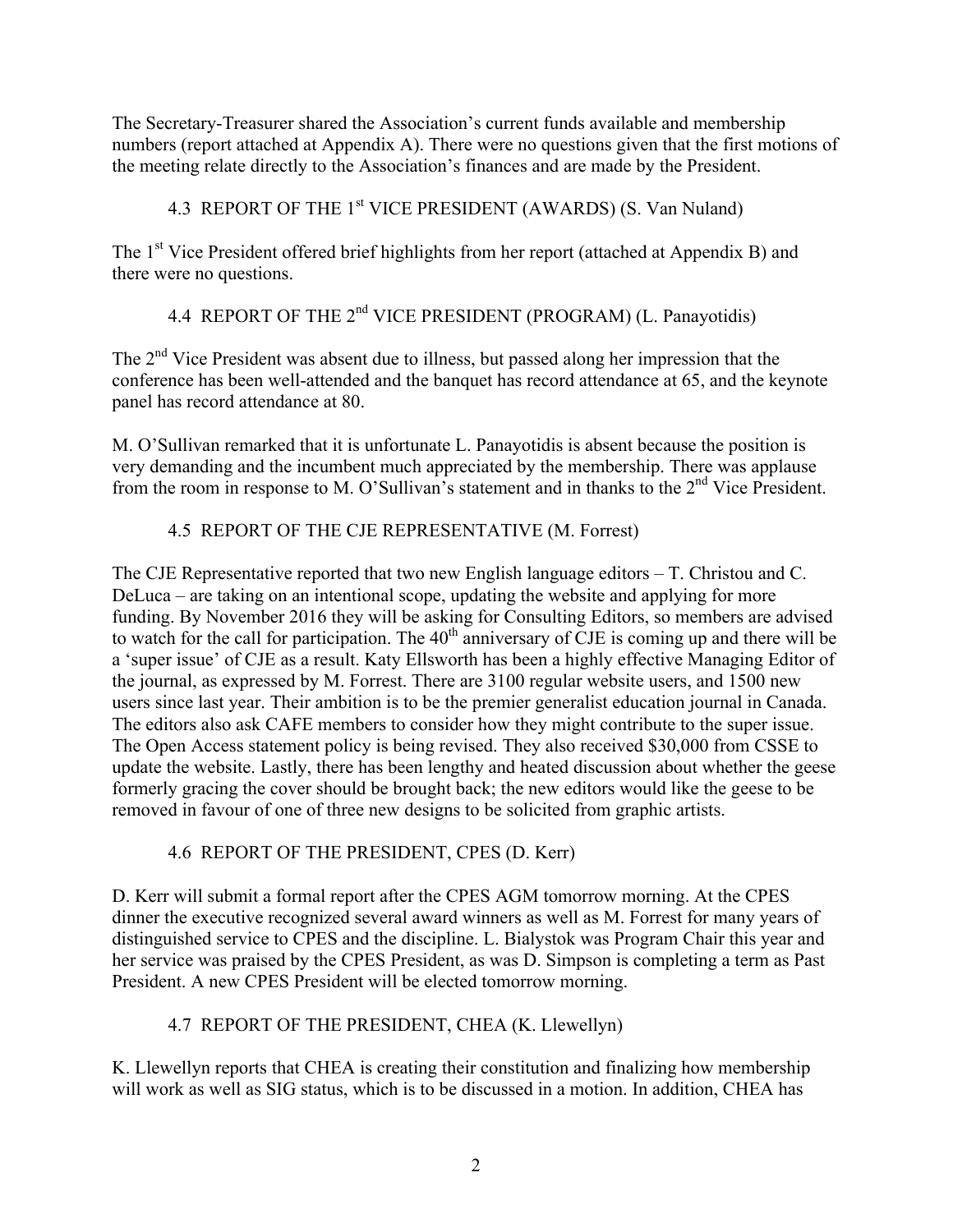The Secretary-Treasurer shared the Association's current funds available and membership numbers (report attached at Appendix A). There were no questions given that the first motions of the meeting relate directly to the Association's finances and are made by the President.

### 4.3 REPORT OF THE 1st VICE PRESIDENT (AWARDS) (S. Van Nuland)

The 1st Vice President offered brief highlights from her report (attached at Appendix B) and there were no questions.

### 4.4 REPORT OF THE 2nd VICE PRESIDENT (PROGRAM) (L. Panayotidis)

The 2nd Vice President was absent due to illness, but passed along her impression that the conference has been well-attended and the banquet has record attendance at 65, and the keynote panel has record attendance at 80.

M. O'Sullivan remarked that it is unfortunate L. Panayotidis is absent because the position is very demanding and the incumbent much appreciated by the membership. There was applause from the room in response to M. O'Sullivan's statement and in thanks to the 2nd Vice President.

### 4.5 REPORT OF THE CJE REPRESENTATIVE (M. Forrest)

The CJE Representative reported that two new English language editors – T. Christou and C. DeLuca – are taking on an intentional scope, updating the website and applying for more funding. By November 2016 they will be asking for Consulting Editors, so members are advised to watch for the call for participation. The 40th anniversary of CJE is coming up and there will be a 'super issue' of CJE as a result. Katy Ellsworth has been a highly effective Managing Editor of the journal, as expressed by M. Forrest. There are 3100 regular website users, and 1500 new users since last year. Their ambition is to be the premier generalist education journal in Canada. The editors also ask CAFE members to consider how they might contribute to the super issue. The Open Access statement policy is being revised. They also received $30,000 from CSSE to update the website. Lastly, there has been lengthy and heated discussion about whether the geese formerly gracing the cover should be brought back; the new editors would like the geese to be removed in favour of one of three new designs to be solicited from graphic artists.

### 4.6 REPORT OF THE PRESIDENT, CPES (D. Kerr)

D. Kerr will submit a formal report after the CPES AGM tomorrow morning. At the CPES dinner the executive recognized several award winners as well as M. Forrest for many years of distinguished service to CPES and the discipline. L. Bialystok was Program Chair this year and her service was praised by the CPES President, as was D. Simpson is completing a term as Past President. A new CPES President will be elected tomorrow morning.

### 4.7 REPORT OF THE PRESIDENT, CHEA (K. Llewellyn)

K. Llewellyn reports that CHEA is creating their constitution and finalizing how membership will work as well as SIG status, which is to be discussed in a motion. In addition, CHEA has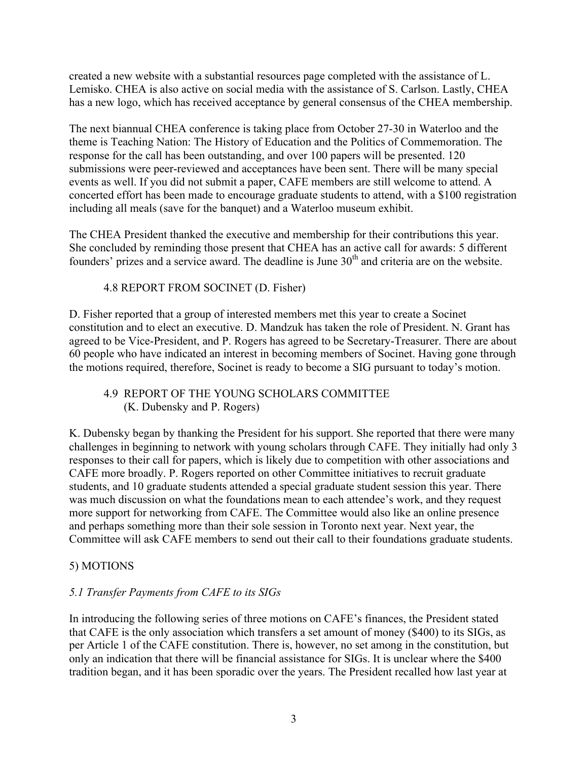created a new website with a substantial resources page completed with the assistance of L. Lemisko. CHEA is also active on social media with the assistance of S. Carlson. Lastly, CHEA has a new logo, which has received acceptance by general consensus of the CHEA membership.

The next biannual CHEA conference is taking place from October 27-30 in Waterloo and the theme is Teaching Nation: The History of Education and the Politics of Commemoration. The response for the call has been outstanding, and over 100 papers will be presented. 120 submissions were peer-reviewed and acceptances have been sent. There will be many special events as well. If you did not submit a paper, CAFE members are still welcome to attend. A concerted effort has been made to encourage graduate students to attend, with a $100 registration including all meals (save for the banquet) and a Waterloo museum exhibit.

The CHEA President thanked the executive and membership for their contributions this year. She concluded by reminding those present that CHEA has an active call for awards: 5 different founders' prizes and a service award. The deadline is June 30th and criteria are on the website.

### 4.8 REPORT FROM SOCINET (D. Fisher)

D. Fisher reported that a group of interested members met this year to create a Socinet constitution and to elect an executive. D. Mandzuk has taken the role of President. N. Grant has agreed to be Vice-President, and P. Rogers has agreed to be Secretary-Treasurer. There are about 60 people who have indicated an interest in becoming members of Socinet. Having gone through the motions required, therefore, Socinet is ready to become a SIG pursuant to today's motion.

### 4.9 REPORT OF THE YOUNG SCHOLARS COMMITTEE (K. Dubensky and P. Rogers)

K. Dubensky began by thanking the President for his support. She reported that there were many challenges in beginning to network with young scholars through CAFE. They initially had only 3 responses to their call for papers, which is likely due to competition with other associations and CAFE more broadly. P. Rogers reported on other Committee initiatives to recruit graduate students, and 10 graduate students attended a special graduate student session this year. There was much discussion on what the foundations mean to each attendee's work, and they request more support for networking from CAFE. The Committee would also like an online presence and perhaps something more than their sole session in Toronto next year. Next year, the Committee will ask CAFE members to send out their call to their foundations graduate students.

## 5) MOTIONS

*5.1 Transfer Payments from CAFE to its SIGs*

In introducing the following series of three motions on CAFE's finances, the President stated that CAFE is the only association which transfers a set amount of money ($400) to its SIGs, as per Article 1 of the CAFE constitution. There is, however, no set among in the constitution, but only an indication that there will be financial assistance for SIGs. It is unclear where the $400 tradition began, and it has been sporadic over the years. The President recalled how last year at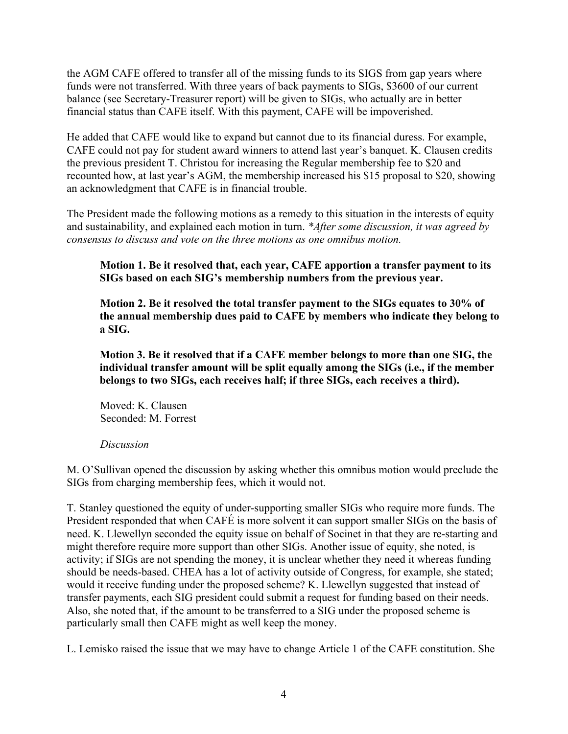the AGM CAFE offered to transfer all of the missing funds to its SIGS from gap years where funds were not transferred. With three years of back payments to SIGs, $3600 of our current balance (see Secretary-Treasurer report) will be given to SIGs, who actually are in better financial status than CAFE itself. With this payment, CAFE will be impoverished.

He added that CAFE would like to expand but cannot due to its financial duress. For example, CAFE could not pay for student award winners to attend last year's banquet. K. Clausen credits the previous president T. Christou for increasing the Regular membership fee to $20 and recounted how, at last year's AGM, the membership increased his $15 proposal to $20, showing an acknowledgment that CAFE is in financial trouble.

The President made the following motions as a remedy to this situation in the interests of equity and sustainability, and explained each motion in turn. **After some discussion, it was agreed by consensus to discuss and vote on the three motions as one omnibus motion.*

> **Motion 1. Be it resolved that, each year, CAFE apportion a transfer payment to its SIGs based on each SIG's membership numbers from the previous year.**
>
> **Motion 2. Be it resolved the total transfer payment to the SIGs equates to 30% of the annual membership dues paid to CAFE by members who indicate they belong to a SIG.**
>
> **Motion 3. Be it resolved that if a CAFE member belongs to more than one SIG, the individual transfer amount will be split equally among the SIGs (i.e., if the member belongs to two SIGs, each receives half; if three SIGs, each receives a third).**
>
> Moved: K. Clausen
> Seconded: M. Forrest
>
> *Discussion*

M. O'Sullivan opened the discussion by asking whether this omnibus motion would preclude the SIGs from charging membership fees, which it would not.

T. Stanley questioned the equity of under-supporting smaller SIGs who require more funds. The President responded that when CAFÉ is more solvent it can support smaller SIGs on the basis of need. K. Llewellyn seconded the equity issue on behalf of Socinet in that they are re-starting and might therefore require more support than other SIGs. Another issue of equity, she noted, is activity; if SIGs are not spending the money, it is unclear whether they need it whereas funding should be needs-based. CHEA has a lot of activity outside of Congress, for example, she stated; would it receive funding under the proposed scheme? K. Llewellyn suggested that instead of transfer payments, each SIG president could submit a request for funding based on their needs. Also, she noted that, if the amount to be transferred to a SIG under the proposed scheme is particularly small then CAFE might as well keep the money.

L. Lemisko raised the issue that we may have to change Article 1 of the CAFE constitution. She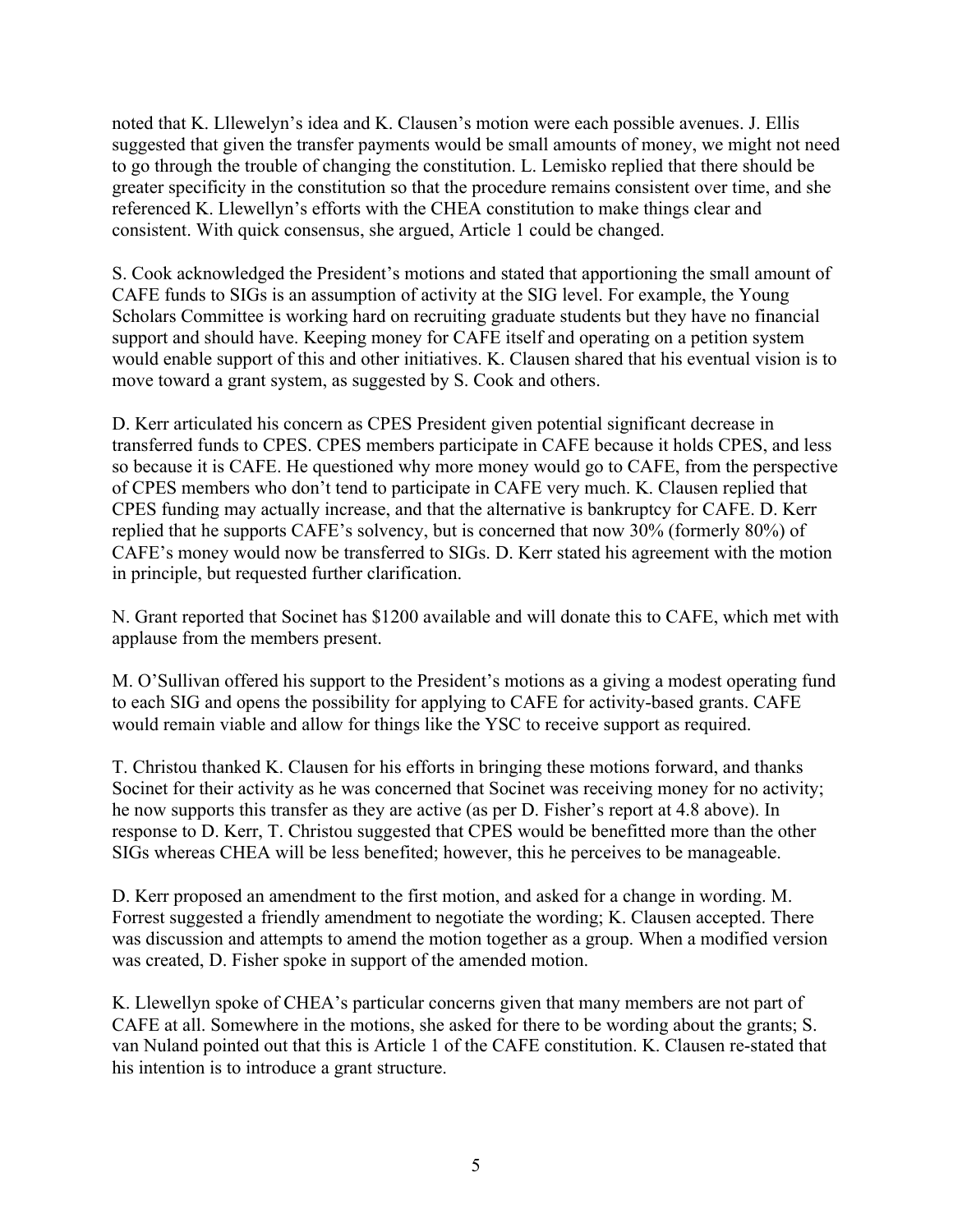noted that K. Lllewelyn's idea and K. Clausen's motion were each possible avenues. J. Ellis suggested that given the transfer payments would be small amounts of money, we might not need to go through the trouble of changing the constitution. L. Lemisko replied that there should be greater specificity in the constitution so that the procedure remains consistent over time, and she referenced K. Llewellyn's efforts with the CHEA constitution to make things clear and consistent. With quick consensus, she argued, Article 1 could be changed.

S. Cook acknowledged the President's motions and stated that apportioning the small amount of CAFE funds to SIGs is an assumption of activity at the SIG level. For example, the Young Scholars Committee is working hard on recruiting graduate students but they have no financial support and should have. Keeping money for CAFE itself and operating on a petition system would enable support of this and other initiatives. K. Clausen shared that his eventual vision is to move toward a grant system, as suggested by S. Cook and others.

D. Kerr articulated his concern as CPES President given potential significant decrease in transferred funds to CPES. CPES members participate in CAFE because it holds CPES, and less so because it is CAFE. He questioned why more money would go to CAFE, from the perspective of CPES members who don't tend to participate in CAFE very much. K. Clausen replied that CPES funding may actually increase, and that the alternative is bankruptcy for CAFE. D. Kerr replied that he supports CAFE's solvency, but is concerned that now 30% (formerly 80%) of CAFE's money would now be transferred to SIGs. D. Kerr stated his agreement with the motion in principle, but requested further clarification.

N. Grant reported that Socinet has $1200 available and will donate this to CAFE, which met with applause from the members present.

M. O'Sullivan offered his support to the President's motions as a giving a modest operating fund to each SIG and opens the possibility for applying to CAFE for activity-based grants. CAFE would remain viable and allow for things like the YSC to receive support as required.

T. Christou thanked K. Clausen for his efforts in bringing these motions forward, and thanks Socinet for their activity as he was concerned that Socinet was receiving money for no activity; he now supports this transfer as they are active (as per D. Fisher's report at 4.8 above). In response to D. Kerr, T. Christou suggested that CPES would be benefitted more than the other SIGs whereas CHEA will be less benefited; however, this he perceives to be manageable.

D. Kerr proposed an amendment to the first motion, and asked for a change in wording. M. Forrest suggested a friendly amendment to negotiate the wording; K. Clausen accepted. There was discussion and attempts to amend the motion together as a group. When a modified version was created, D. Fisher spoke in support of the amended motion.

K. Llewellyn spoke of CHEA's particular concerns given that many members are not part of CAFE at all. Somewhere in the motions, she asked for there to be wording about the grants; S. van Nuland pointed out that this is Article 1 of the CAFE constitution. K. Clausen re-stated that his intention is to introduce a grant structure.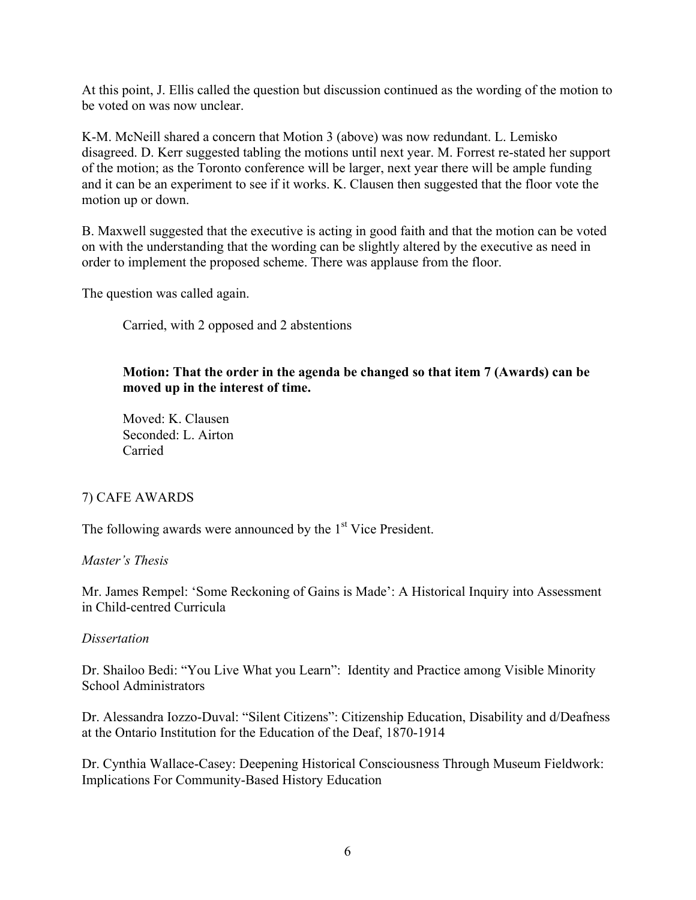At this point, J. Ellis called the question but discussion continued as the wording of the motion to be voted on was now unclear.

K-M. McNeill shared a concern that Motion 3 (above) was now redundant. L. Lemisko disagreed. D. Kerr suggested tabling the motions until next year. M. Forrest re-stated her support of the motion; as the Toronto conference will be larger, next year there will be ample funding and it can be an experiment to see if it works. K. Clausen then suggested that the floor vote the motion up or down.

B. Maxwell suggested that the executive is acting in good faith and that the motion can be voted on with the understanding that the wording can be slightly altered by the executive as need in order to implement the proposed scheme. There was applause from the floor.

The question was called again.

Carried, with 2 opposed and 2 abstentions

**Motion: That the order in the agenda be changed so that item 7 (Awards) can be moved up in the interest of time.**

Moved: K. Clausen
Seconded: L. Airton
Carried

## 7) CAFE AWARDS

The following awards were announced by the 1st Vice President.

*Master's Thesis*

Mr. James Rempel: 'Some Reckoning of Gains is Made': A Historical Inquiry into Assessment in Child-centred Curricula

*Dissertation*

Dr. Shailoo Bedi: "You Live What you Learn": Identity and Practice among Visible Minority School Administrators

Dr. Alessandra Iozzo-Duval: "Silent Citizens": Citizenship Education, Disability and d/Deafness at the Ontario Institution for the Education of the Deaf, 1870-1914

Dr. Cynthia Wallace-Casey: Deepening Historical Consciousness Through Museum Fieldwork: Implications For Community-Based History Education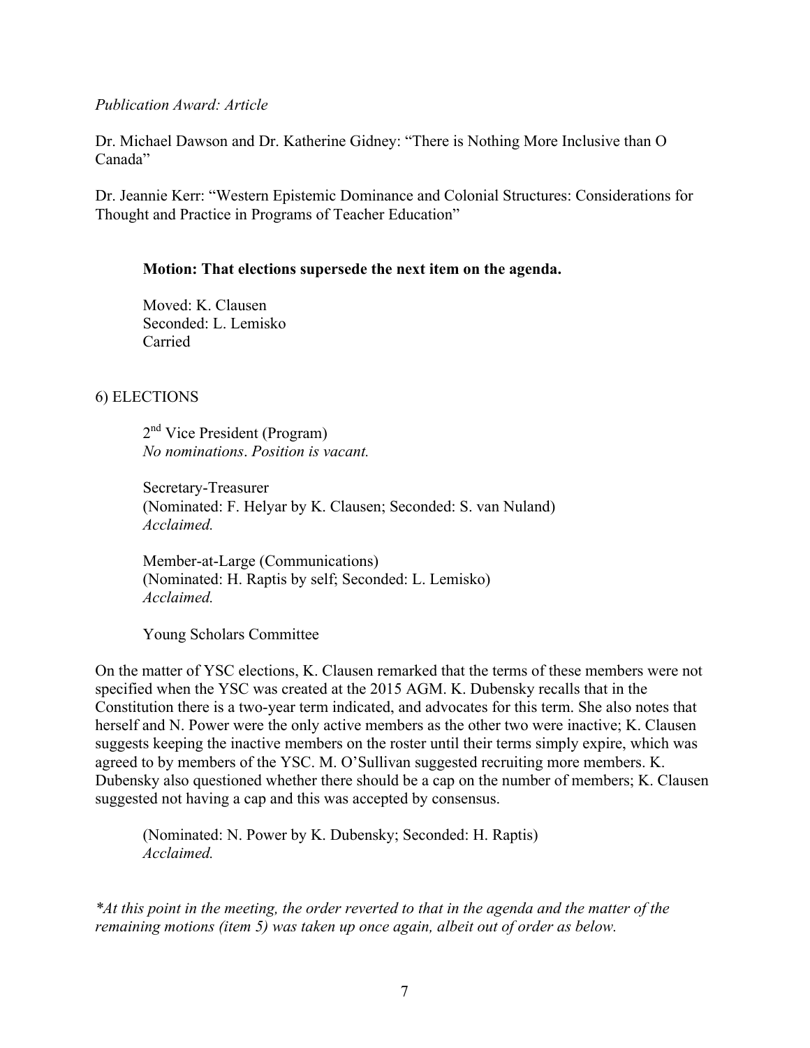*Publication Award: Article*

Dr. Michael Dawson and Dr. Katherine Gidney: "There is Nothing More Inclusive than O Canada"

Dr. Jeannie Kerr: "Western Epistemic Dominance and Colonial Structures: Considerations for Thought and Practice in Programs of Teacher Education"

> **Motion: That elections supersede the next item on the agenda.**
>
> Moved: K. Clausen
> Seconded: L. Lemisko
> Carried

## 6) ELECTIONS

> 2nd Vice President (Program)
> *No nominations. Position is vacant.*
>
> Secretary-Treasurer
> (Nominated: F. Helyar by K. Clausen; Seconded: S. van Nuland)
> *Acclaimed.*
>
> Member-at-Large (Communications)
> (Nominated: H. Raptis by self; Seconded: L. Lemisko)
> *Acclaimed.*
>
> Young Scholars Committee

On the matter of YSC elections, K. Clausen remarked that the terms of these members were not specified when the YSC was created at the 2015 AGM. K. Dubensky recalls that in the Constitution there is a two-year term indicated, and advocates for this term. She also notes that herself and N. Power were the only active members as the other two were inactive; K. Clausen suggests keeping the inactive members on the roster until their terms simply expire, which was agreed to by members of the YSC. M. O'Sullivan suggested recruiting more members. K. Dubensky also questioned whether there should be a cap on the number of members; K. Clausen suggested not having a cap and this was accepted by consensus.

> (Nominated: N. Power by K. Dubensky; Seconded: H. Raptis)
> *Acclaimed.*

*\*At this point in the meeting, the order reverted to that in the agenda and the matter of the remaining motions (item 5) was taken up once again, albeit out of order as below.*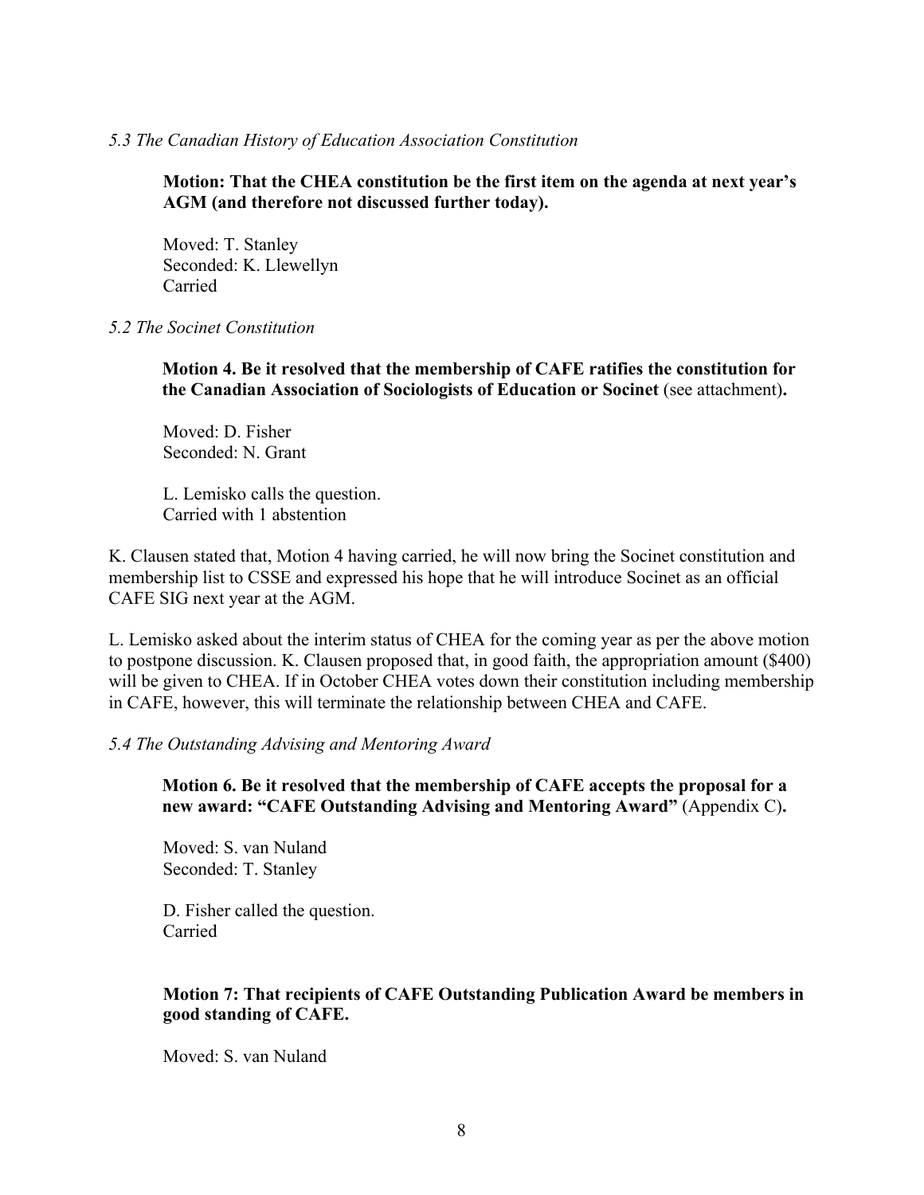*5.3 The Canadian History of Education Association Constitution*

> **Motion: That the CHEA constitution be the first item on the agenda at next year's AGM (and therefore not discussed further today).**
>
> Moved: T. Stanley
> Seconded: K. Llewellyn
> Carried

*5.2 The Socinet Constitution*

> **Motion 4. Be it resolved that the membership of CAFE ratifies the constitution for the Canadian Association of Sociologists of Education or Socinet** (see attachment)**.**
>
> Moved: D. Fisher
> Seconded: N. Grant
>
> L. Lemisko calls the question.
> Carried with 1 abstention

K. Clausen stated that, Motion 4 having carried, he will now bring the Socinet constitution and membership list to CSSE and expressed his hope that he will introduce Socinet as an official CAFE SIG next year at the AGM.

L. Lemisko asked about the interim status of CHEA for the coming year as per the above motion to postpone discussion. K. Clausen proposed that, in good faith, the appropriation amount ($400) will be given to CHEA. If in October CHEA votes down their constitution including membership in CAFE, however, this will terminate the relationship between CHEA and CAFE.

*5.4 The Outstanding Advising and Mentoring Award*

> **Motion 6. Be it resolved that the membership of CAFE accepts the proposal for a new award: "CAFE Outstanding Advising and Mentoring Award"** (Appendix C)**.**
>
> Moved: S. van Nuland
> Seconded: T. Stanley
>
> D. Fisher called the question.
> Carried

> **Motion 7: That recipients of CAFE Outstanding Publication Award be members in good standing of CAFE.**
>
> Moved: S. van Nuland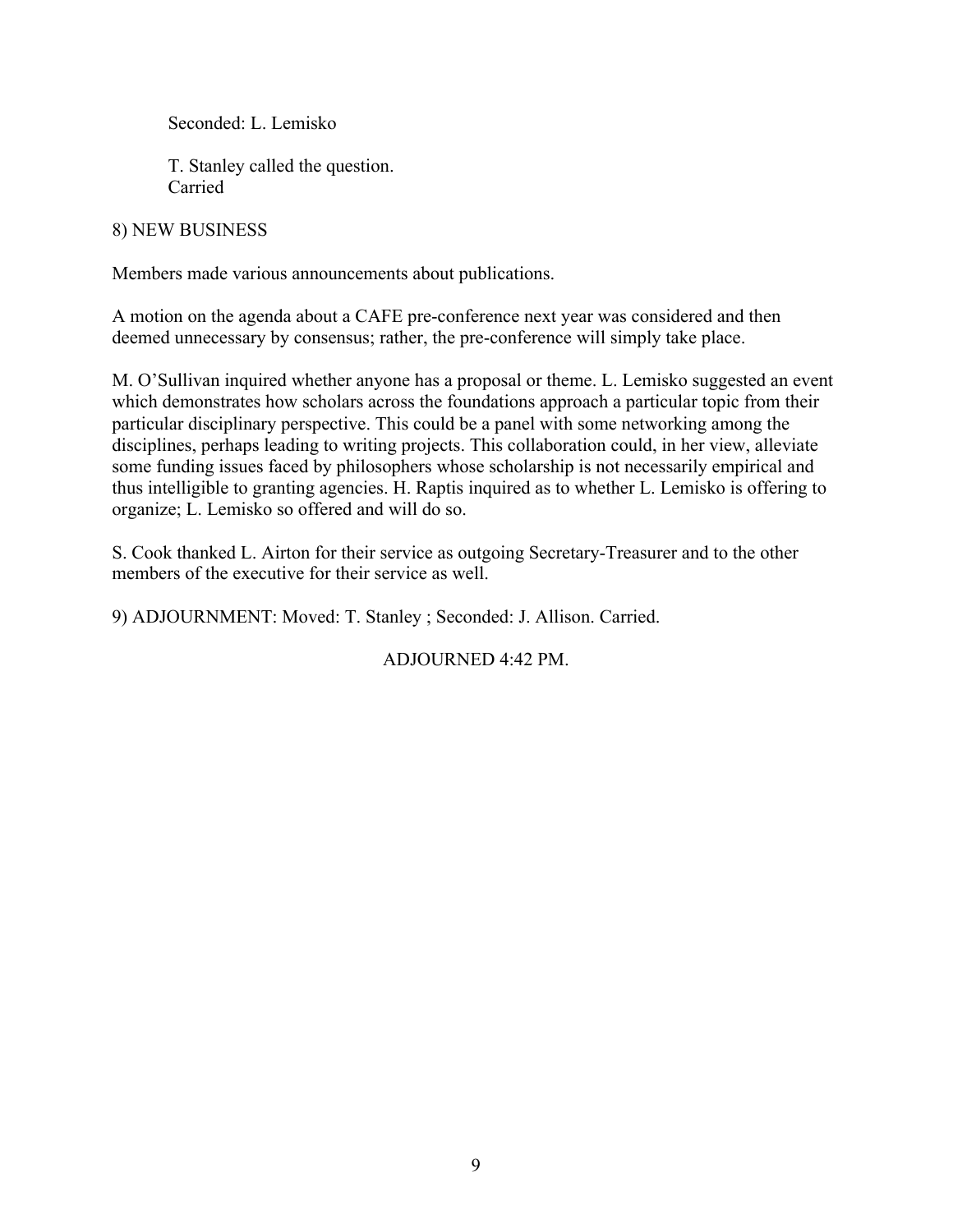Seconded: L. Lemisko

T. Stanley called the question.
Carried

8) NEW BUSINESS

Members made various announcements about publications.

A motion on the agenda about a CAFE pre-conference next year was considered and then deemed unnecessary by consensus; rather, the pre-conference will simply take place.

M. O'Sullivan inquired whether anyone has a proposal or theme. L. Lemisko suggested an event which demonstrates how scholars across the foundations approach a particular topic from their particular disciplinary perspective. This could be a panel with some networking among the disciplines, perhaps leading to writing projects. This collaboration could, in her view, alleviate some funding issues faced by philosophers whose scholarship is not necessarily empirical and thus intelligible to granting agencies. H. Raptis inquired as to whether L. Lemisko is offering to organize; L. Lemisko so offered and will do so.

S. Cook thanked L. Airton for their service as outgoing Secretary-Treasurer and to the other members of the executive for their service as well.

9) ADJOURNMENT: Moved: T. Stanley ; Seconded: J. Allison. Carried.

ADJOURNED 4:42 PM.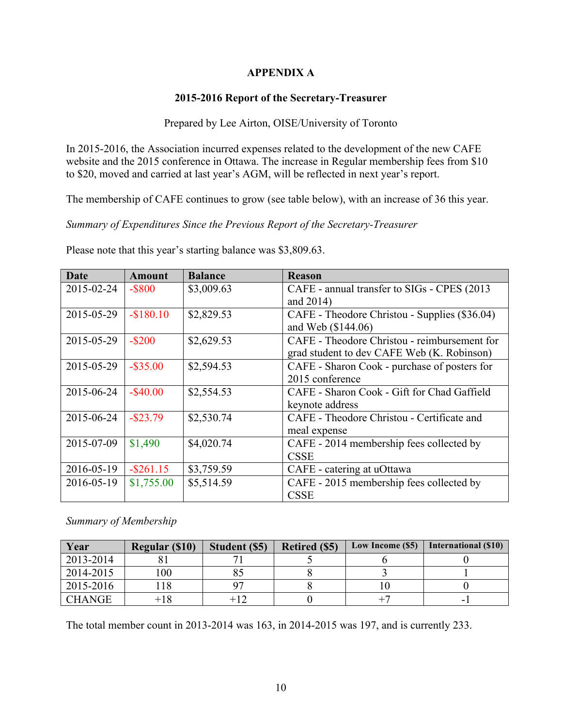**APPENDIX A**

**2015-2016 Report of the Secretary-Treasurer**

Prepared by Lee Airton, OISE/University of Toronto

In 2015-2016, the Association incurred expenses related to the development of the new CAFE website and the 2015 conference in Ottawa. The increase in Regular membership fees from $10 to $20, moved and carried at last year's AGM, will be reflected in next year's report.

The membership of CAFE continues to grow (see table below), with an increase of 36 this year.

*Summary of Expenditures Since the Previous Report of the Secretary-Treasurer*

Please note that this year's starting balance was $3,809.63.

| Date | Amount | Balance | Reason |
|---|---|---|---|
| 2015-02-24 | -$800 | $3,009.63 | CAFE - annual transfer to SIGs - CPES (2013 and 2014) |
| 2015-05-29 | -$180.10 | $2,829.53 | CAFE - Theodore Christou - Supplies ($36.04) and Web ($144.06) |
| 2015-05-29 | -$200 | $2,629.53 | CAFE - Theodore Christou - reimbursement for grad student to dev CAFE Web (K. Robinson) |
| 2015-05-29 | -$35.00 | $2,594.53 | CAFE - Sharon Cook - purchase of posters for 2015 conference |
| 2015-06-24 | -$40.00 | $2,554.53 | CAFE - Sharon Cook - Gift for Chad Gaffield keynote address |
| 2015-06-24 | -$23.79 | $2,530.74 | CAFE - Theodore Christou - Certificate and meal expense |
| 2015-07-09 | $1,490 | $4,020.74 | CAFE - 2014 membership fees collected by CSSE |
| 2016-05-19 | -$261.15 | $3,759.59 | CAFE - catering at uOttawa |
| 2016-05-19 | $1,755.00 | $5,514.59 | CAFE - 2015 membership fees collected by CSSE |

*Summary of Membership*

| Year | Regular ($10) | Student ($5) | Retired ($5) | Low Income ($5) | International ($10) |
|---|---|---|---|---|---|
| 2013-2014 | 81 | 71 | 5 | 6 | 0 |
| 2014-2015 | 100 | 85 | 8 | 3 | 1 |
| 2015-2016 | 118 | 97 | 8 | 10 | 0 |
| CHANGE | +18 | +12 | 0 | +7 | -1 |

The total member count in 2013-2014 was 163, in 2014-2015 was 197, and is currently 233.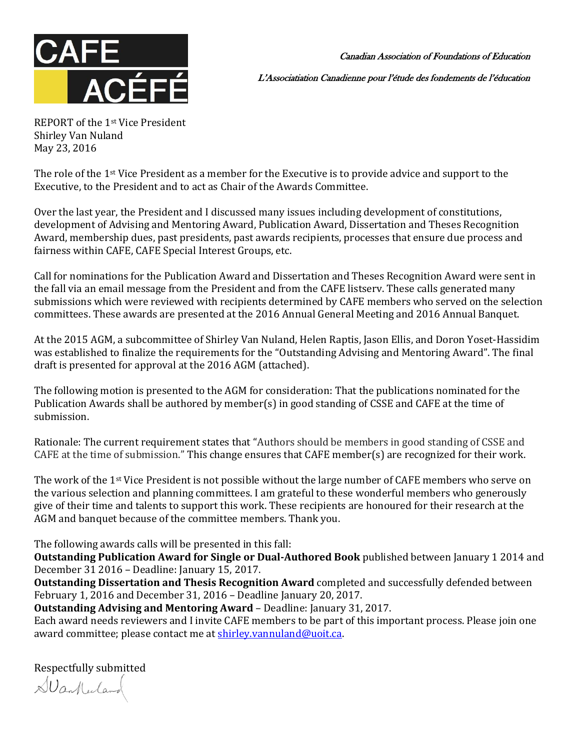CAFE ACÉFÉ

*Canadian Association of Foundations of Education*

*L'Associatiation Canadienne pour l'étude des fondements de l'éducation*

REPORT of the 1st Vice President
Shirley Van Nuland
May 23, 2016

The role of the 1st Vice President as a member for the Executive is to provide advice and support to the Executive, to the President and to act as Chair of the Awards Committee.

Over the last year, the President and I discussed many issues including development of constitutions, development of Advising and Mentoring Award, Publication Award, Dissertation and Theses Recognition Award, membership dues, past presidents, past awards recipients, processes that ensure due process and fairness within CAFE, CAFE Special Interest Groups, etc.

Call for nominations for the Publication Award and Dissertation and Theses Recognition Award were sent in the fall via an email message from the President and from the CAFE listserv. These calls generated many submissions which were reviewed with recipients determined by CAFE members who served on the selection committees. These awards are presented at the 2016 Annual General Meeting and 2016 Annual Banquet.

At the 2015 AGM, a subcommittee of Shirley Van Nuland, Helen Raptis, Jason Ellis, and Doron Yoset-Hassidim was established to finalize the requirements for the "Outstanding Advising and Mentoring Award". The final draft is presented for approval at the 2016 AGM (attached).

The following motion is presented to the AGM for consideration: That the publications nominated for the Publication Awards shall be authored by member(s) in good standing of CSSE and CAFE at the time of submission.

Rationale: The current requirement states that "Authors should be members in good standing of CSSE and CAFE at the time of submission." This change ensures that CAFE member(s) are recognized for their work.

The work of the 1st Vice President is not possible without the large number of CAFE members who serve on the various selection and planning committees. I am grateful to these wonderful members who generously give of their time and talents to support this work. These recipients are honoured for their research at the AGM and banquet because of the committee members. Thank you.

The following awards calls will be presented in this fall:
**Outstanding Publication Award for Single or Dual-Authored Book** published between January 1 2014 and December 31 2016 – Deadline: January 15, 2017.
**Outstanding Dissertation and Thesis Recognition Award** completed and successfully defended between February 1, 2016 and December 31, 2016 – Deadline January 20, 2017.
**Outstanding Advising and Mentoring Award** – Deadline: January 31, 2017.
Each award needs reviewers and I invite CAFE members to be part of this important process. Please join one award committee; please contact me at shirley.vannuland@uoit.ca.

Respectfully submitted

SVanNuland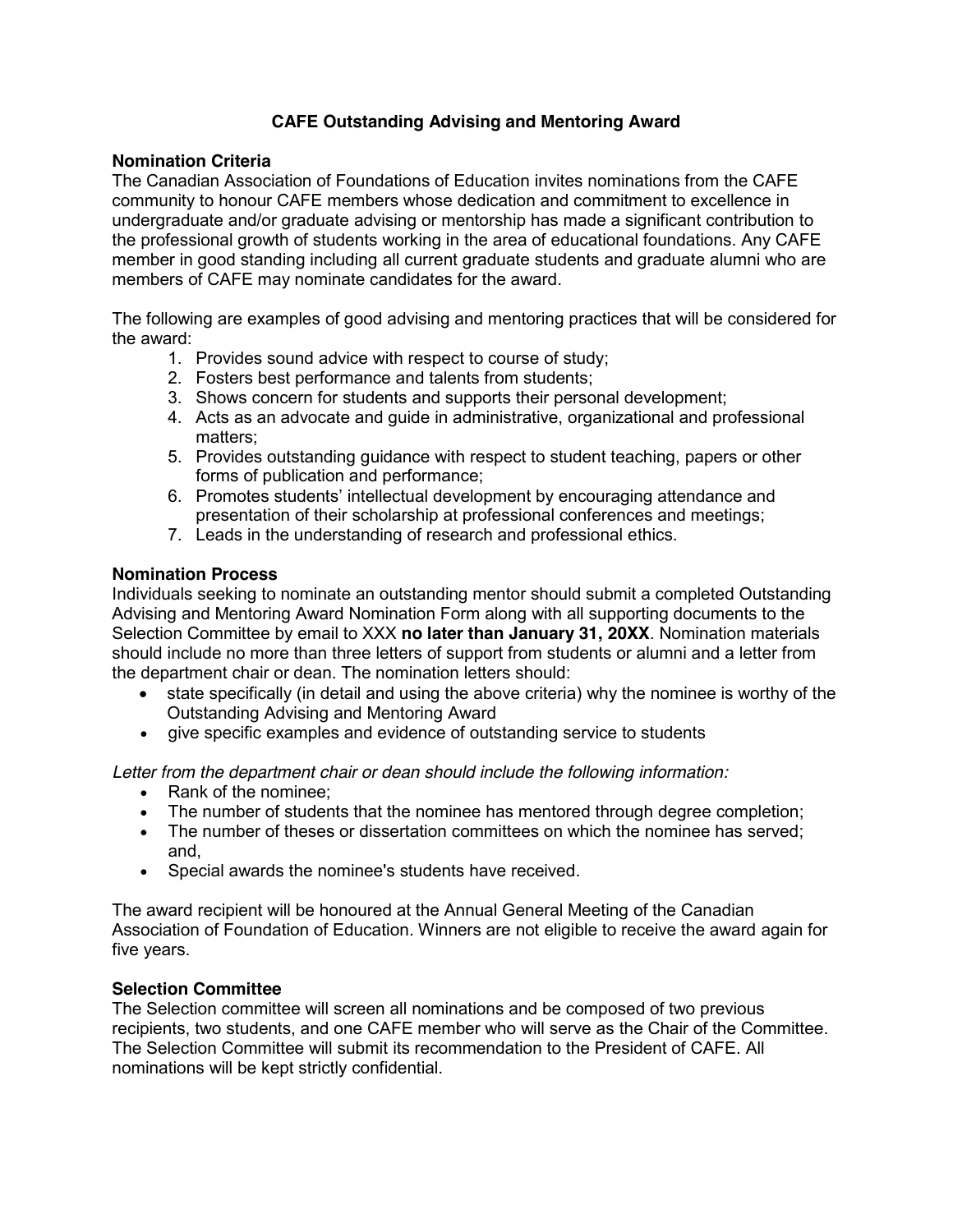# CAFE Outstanding Advising and Mentoring Award

## Nomination Criteria

The Canadian Association of Foundations of Education invites nominations from the CAFE community to honour CAFE members whose dedication and commitment to excellence in undergraduate and/or graduate advising or mentorship has made a significant contribution to the professional growth of students working in the area of educational foundations. Any CAFE member in good standing including all current graduate students and graduate alumni who are members of CAFE may nominate candidates for the award.

The following are examples of good advising and mentoring practices that will be considered for the award:

1. Provides sound advice with respect to course of study;
2. Fosters best performance and talents from students;
3. Shows concern for students and supports their personal development;
4. Acts as an advocate and guide in administrative, organizational and professional matters;
5. Provides outstanding guidance with respect to student teaching, papers or other forms of publication and performance;
6. Promotes students' intellectual development by encouraging attendance and presentation of their scholarship at professional conferences and meetings;
7. Leads in the understanding of research and professional ethics.

## Nomination Process

Individuals seeking to nominate an outstanding mentor should submit a completed Outstanding Advising and Mentoring Award Nomination Form along with all supporting documents to the Selection Committee by email to XXX **no later than January 31, 20XX**. Nomination materials should include no more than three letters of support from students or alumni and a letter from the department chair or dean. The nomination letters should:

- state specifically (in detail and using the above criteria) why the nominee is worthy of the Outstanding Advising and Mentoring Award
- give specific examples and evidence of outstanding service to students

*Letter from the department chair or dean should include the following information:*

- Rank of the nominee;
- The number of students that the nominee has mentored through degree completion;
- The number of theses or dissertation committees on which the nominee has served; and,
- Special awards the nominee's students have received.

The award recipient will be honoured at the Annual General Meeting of the Canadian Association of Foundation of Education. Winners are not eligible to receive the award again for five years.

## Selection Committee

The Selection committee will screen all nominations and be composed of two previous recipients, two students, and one CAFE member who will serve as the Chair of the Committee. The Selection Committee will submit its recommendation to the President of CAFE. All nominations will be kept strictly confidential.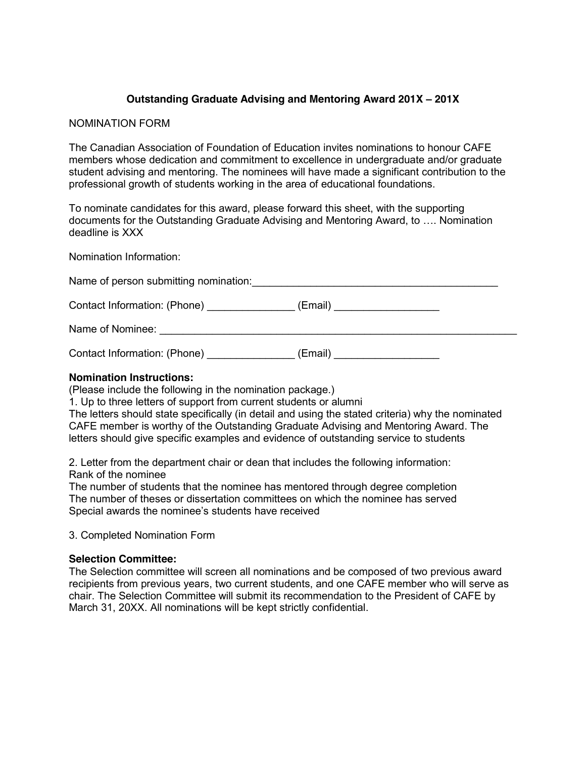## Outstanding Graduate Advising and Mentoring Award 201X – 201X

NOMINATION FORM

The Canadian Association of Foundation of Education invites nominations to honour CAFE members whose dedication and commitment to excellence in undergraduate and/or graduate student advising and mentoring. The nominees will have made a significant contribution to the professional growth of students working in the area of educational foundations.

To nominate candidates for this award, please forward this sheet, with the supporting documents for the Outstanding Graduate Advising and Mentoring Award, to …. Nomination deadline is XXX

Nomination Information:

Name of person submitting nomination:____________________________________________

Contact Information: (Phone) _______________ (Email) __________________

Name of Nominee: ________________________________________________________________

Contact Information: (Phone) _______________ (Email) __________________

**Nomination Instructions:**

(Please include the following in the nomination package.)

1. Up to three letters of support from current students or alumni
The letters should state specifically (in detail and using the stated criteria) why the nominated CAFE member is worthy of the Outstanding Graduate Advising and Mentoring Award. The letters should give specific examples and evidence of outstanding service to students

2. Letter from the department chair or dean that includes the following information:
Rank of the nominee
The number of students that the nominee has mentored through degree completion
The number of theses or dissertation committees on which the nominee has served
Special awards the nominee's students have received

3. Completed Nomination Form

**Selection Committee:**

The Selection committee will screen all nominations and be composed of two previous award recipients from previous years, two current students, and one CAFE member who will serve as chair. The Selection Committee will submit its recommendation to the President of CAFE by March 31, 20XX. All nominations will be kept strictly confidential.